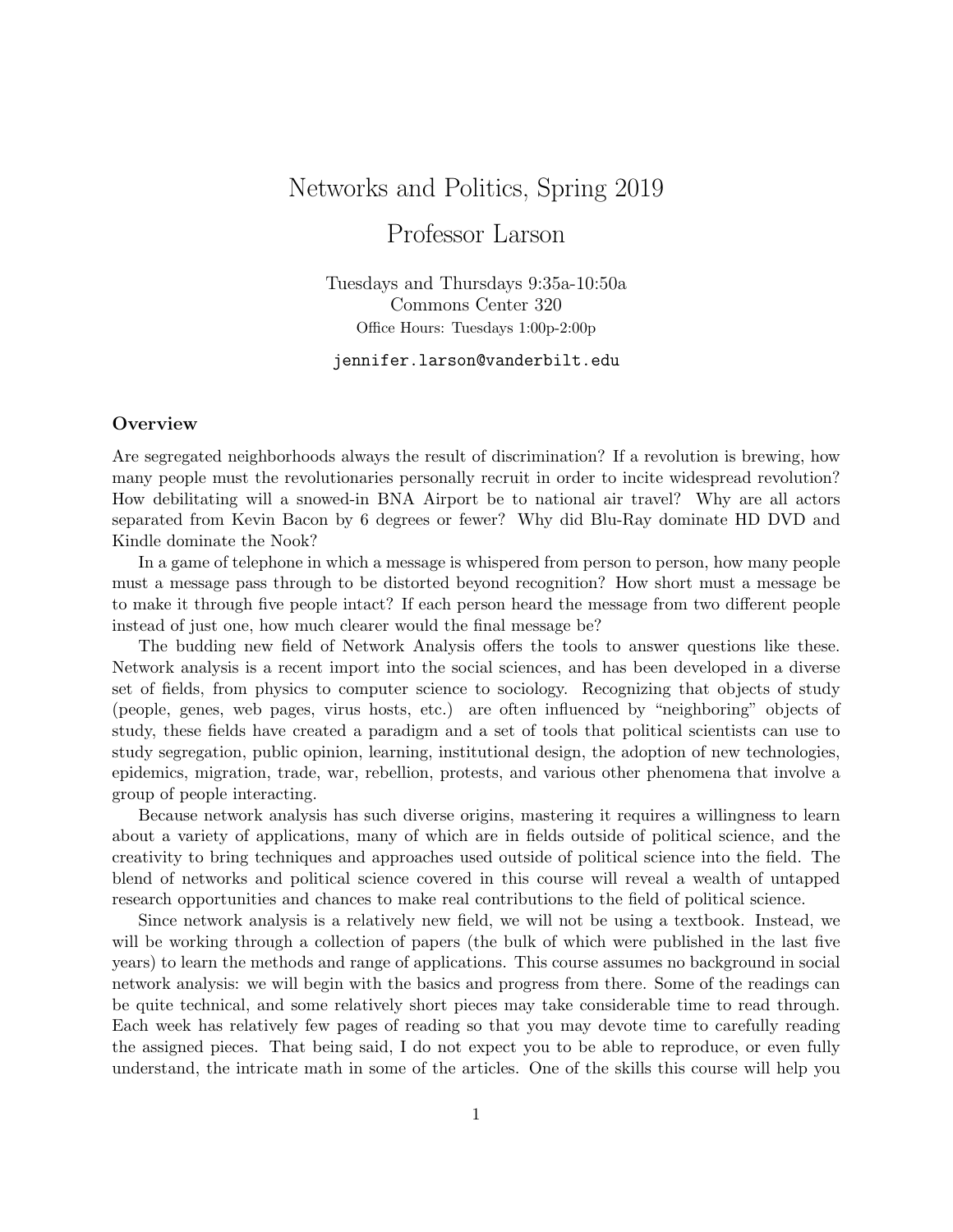# Networks and Politics, Spring 2019

## Professor Larson

Tuesdays and Thursdays 9:35a-10:50a
Commons Center 320
Office Hours: Tuesdays 1:00p-2:00p

`jennifer.larson@vanderbilt.edu`

### Overview

Are segregated neighborhoods always the result of discrimination? If a revolution is brewing, how many people must the revolutionaries personally recruit in order to incite widespread revolution? How debilitating will a snowed-in BNA Airport be to national air travel? Why are all actors separated from Kevin Bacon by 6 degrees or fewer? Why did Blu-Ray dominate HD DVD and Kindle dominate the Nook?

In a game of telephone in which a message is whispered from person to person, how many people must a message pass through to be distorted beyond recognition? How short must a message be to make it through five people intact? If each person heard the message from two different people instead of just one, how much clearer would the final message be?

The budding new field of Network Analysis offers the tools to answer questions like these. Network analysis is a recent import into the social sciences, and has been developed in a diverse set of fields, from physics to computer science to sociology. Recognizing that objects of study (people, genes, web pages, virus hosts, etc.) are often influenced by "neighboring" objects of study, these fields have created a paradigm and a set of tools that political scientists can use to study segregation, public opinion, learning, institutional design, the adoption of new technologies, epidemics, migration, trade, war, rebellion, protests, and various other phenomena that involve a group of people interacting.

Because network analysis has such diverse origins, mastering it requires a willingness to learn about a variety of applications, many of which are in fields outside of political science, and the creativity to bring techniques and approaches used outside of political science into the field. The blend of networks and political science covered in this course will reveal a wealth of untapped research opportunities and chances to make real contributions to the field of political science.

Since network analysis is a relatively new field, we will not be using a textbook. Instead, we will be working through a collection of papers (the bulk of which were published in the last five years) to learn the methods and range of applications. This course assumes no background in social network analysis: we will begin with the basics and progress from there. Some of the readings can be quite technical, and some relatively short pieces may take considerable time to read through. Each week has relatively few pages of reading so that you may devote time to carefully reading the assigned pieces. That being said, I do not expect you to be able to reproduce, or even fully understand, the intricate math in some of the articles. One of the skills this course will help you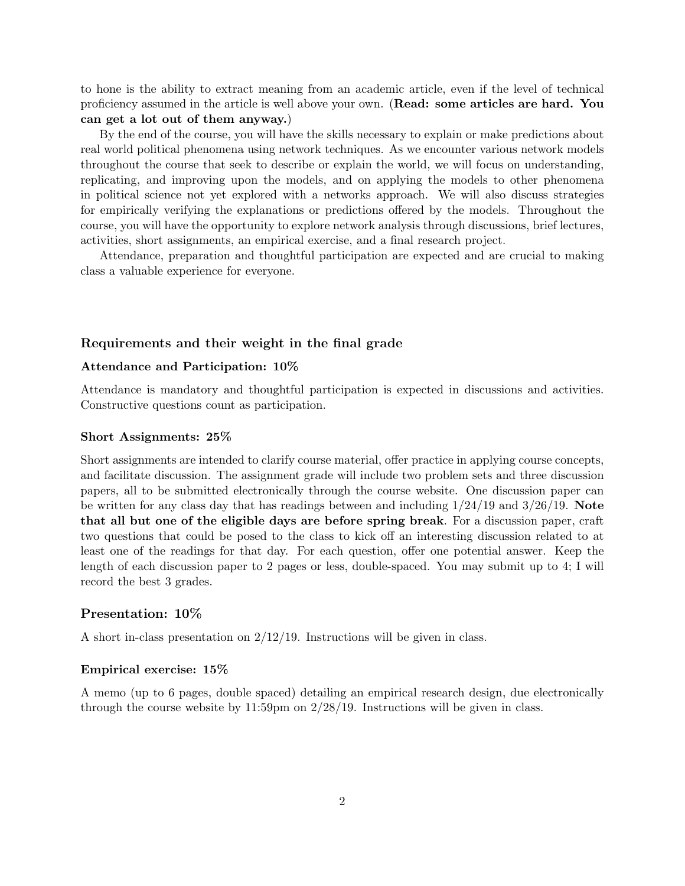to hone is the ability to extract meaning from an academic article, even if the level of technical proficiency assumed in the article is well above your own. (**Read: some articles are hard. You can get a lot out of them anyway.**)

By the end of the course, you will have the skills necessary to explain or make predictions about real world political phenomena using network techniques. As we encounter various network models throughout the course that seek to describe or explain the world, we will focus on understanding, replicating, and improving upon the models, and on applying the models to other phenomena in political science not yet explored with a networks approach. We will also discuss strategies for empirically verifying the explanations or predictions offered by the models. Throughout the course, you will have the opportunity to explore network analysis through discussions, brief lectures, activities, short assignments, an empirical exercise, and a final research project.

Attendance, preparation and thoughtful participation are expected and are crucial to making class a valuable experience for everyone.

## Requirements and their weight in the final grade

### Attendance and Participation: 10%

Attendance is mandatory and thoughtful participation is expected in discussions and activities. Constructive questions count as participation.

### Short Assignments: 25%

Short assignments are intended to clarify course material, offer practice in applying course concepts, and facilitate discussion. The assignment grade will include two problem sets and three discussion papers, all to be submitted electronically through the course website. One discussion paper can be written for any class day that has readings between and including 1/24/19 and 3/26/19. **Note that all but one of the eligible days are before spring break**. For a discussion paper, craft two questions that could be posed to the class to kick off an interesting discussion related to at least one of the readings for that day. For each question, offer one potential answer. Keep the length of each discussion paper to 2 pages or less, double-spaced. You may submit up to 4; I will record the best 3 grades.

### Presentation: 10%

A short in-class presentation on 2/12/19. Instructions will be given in class.

### Empirical exercise: 15%

A memo (up to 6 pages, double spaced) detailing an empirical research design, due electronically through the course website by 11:59pm on 2/28/19. Instructions will be given in class.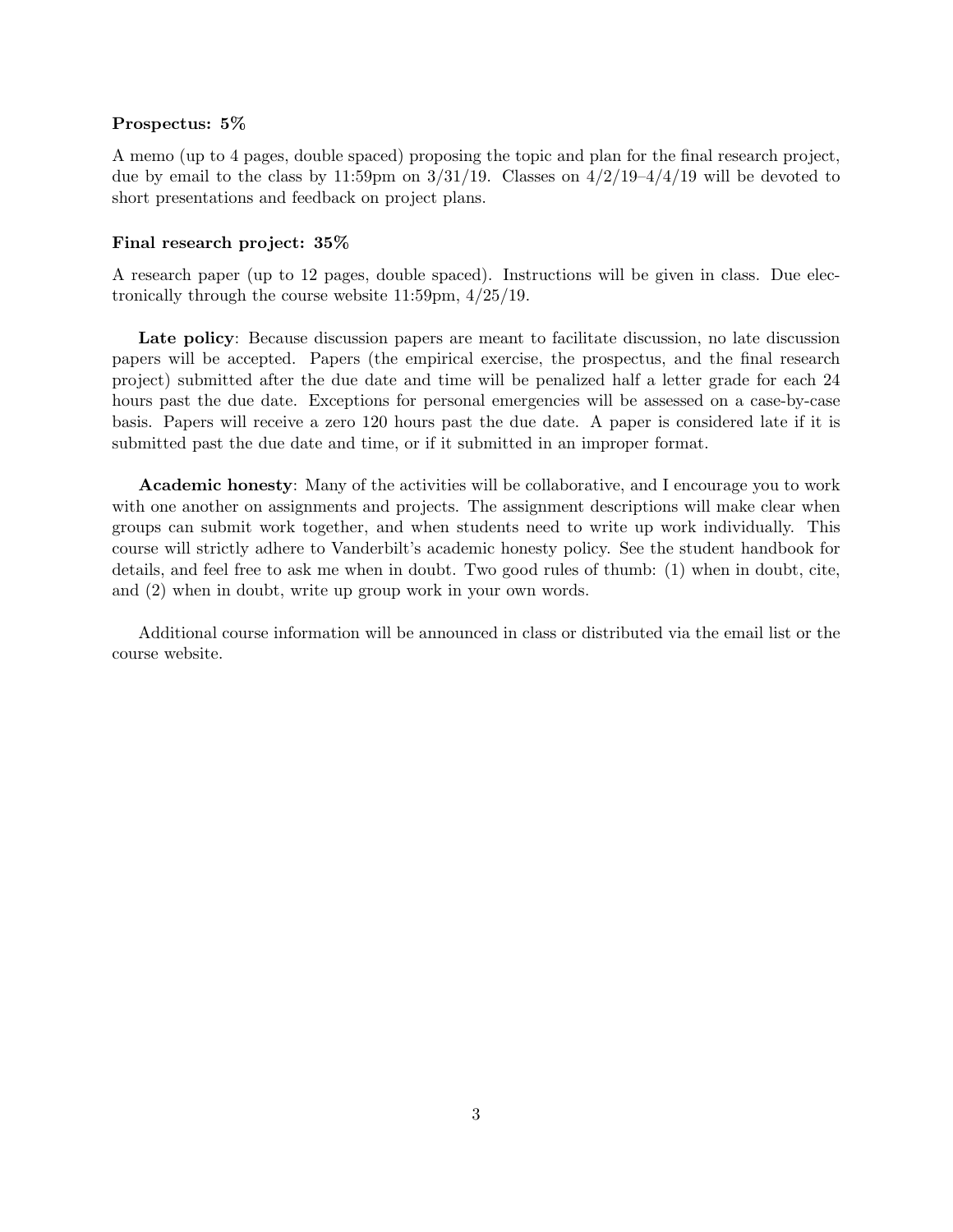**Prospectus: 5%**

A memo (up to 4 pages, double spaced) proposing the topic and plan for the final research project, due by email to the class by 11:59pm on 3/31/19. Classes on 4/2/19–4/4/19 will be devoted to short presentations and feedback on project plans.

**Final research project: 35%**

A research paper (up to 12 pages, double spaced). Instructions will be given in class. Due electronically through the course website 11:59pm, 4/25/19.

**Late policy**: Because discussion papers are meant to facilitate discussion, no late discussion papers will be accepted. Papers (the empirical exercise, the prospectus, and the final research project) submitted after the due date and time will be penalized half a letter grade for each 24 hours past the due date. Exceptions for personal emergencies will be assessed on a case-by-case basis. Papers will receive a zero 120 hours past the due date. A paper is considered late if it is submitted past the due date and time, or if it submitted in an improper format.

**Academic honesty**: Many of the activities will be collaborative, and I encourage you to work with one another on assignments and projects. The assignment descriptions will make clear when groups can submit work together, and when students need to write up work individually. This course will strictly adhere to Vanderbilt's academic honesty policy. See the student handbook for details, and feel free to ask me when in doubt. Two good rules of thumb: (1) when in doubt, cite, and (2) when in doubt, write up group work in your own words.

Additional course information will be announced in class or distributed via the email list or the course website.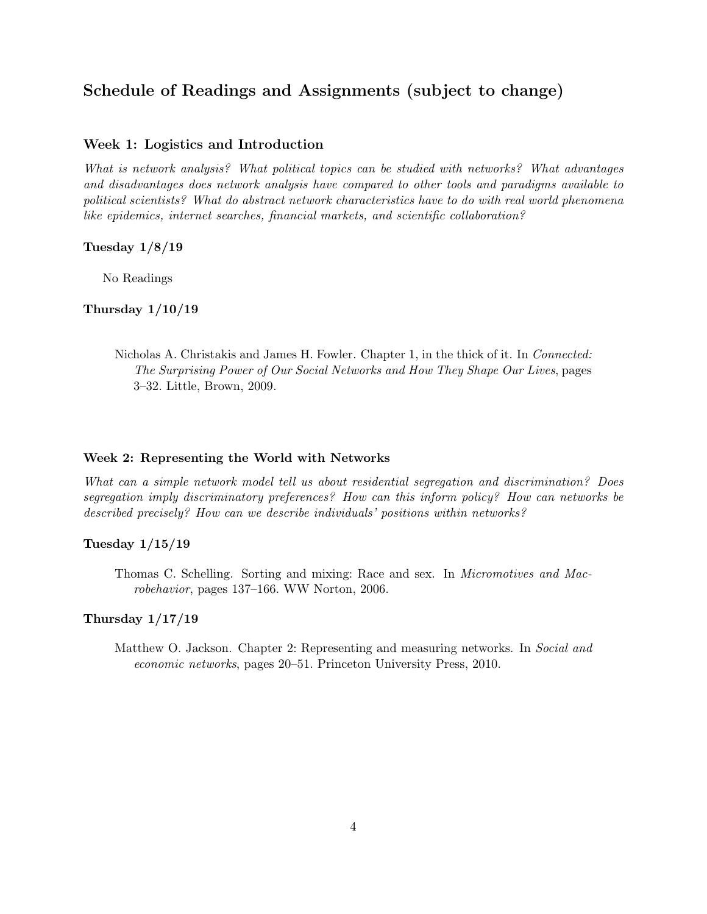## Schedule of Readings and Assignments (subject to change)

### Week 1: Logistics and Introduction

*What is network analysis? What political topics can be studied with networks? What advantages and disadvantages does network analysis have compared to other tools and paradigms available to political scientists? What do abstract network characteristics have to do with real world phenomena like epidemics, internet searches, financial markets, and scientific collaboration?*

#### Tuesday 1/8/19

No Readings

#### Thursday 1/10/19

Nicholas A. Christakis and James H. Fowler. Chapter 1, in the thick of it. In *Connected: The Surprising Power of Our Social Networks and How They Shape Our Lives*, pages 3–32. Little, Brown, 2009.

### Week 2: Representing the World with Networks

*What can a simple network model tell us about residential segregation and discrimination? Does segregation imply discriminatory preferences? How can this inform policy? How can networks be described precisely? How can we describe individuals' positions within networks?*

#### Tuesday 1/15/19

Thomas C. Schelling. Sorting and mixing: Race and sex. In *Micromotives and Macrobehavior*, pages 137–166. WW Norton, 2006.

#### Thursday 1/17/19

Matthew O. Jackson. Chapter 2: Representing and measuring networks. In *Social and economic networks*, pages 20–51. Princeton University Press, 2010.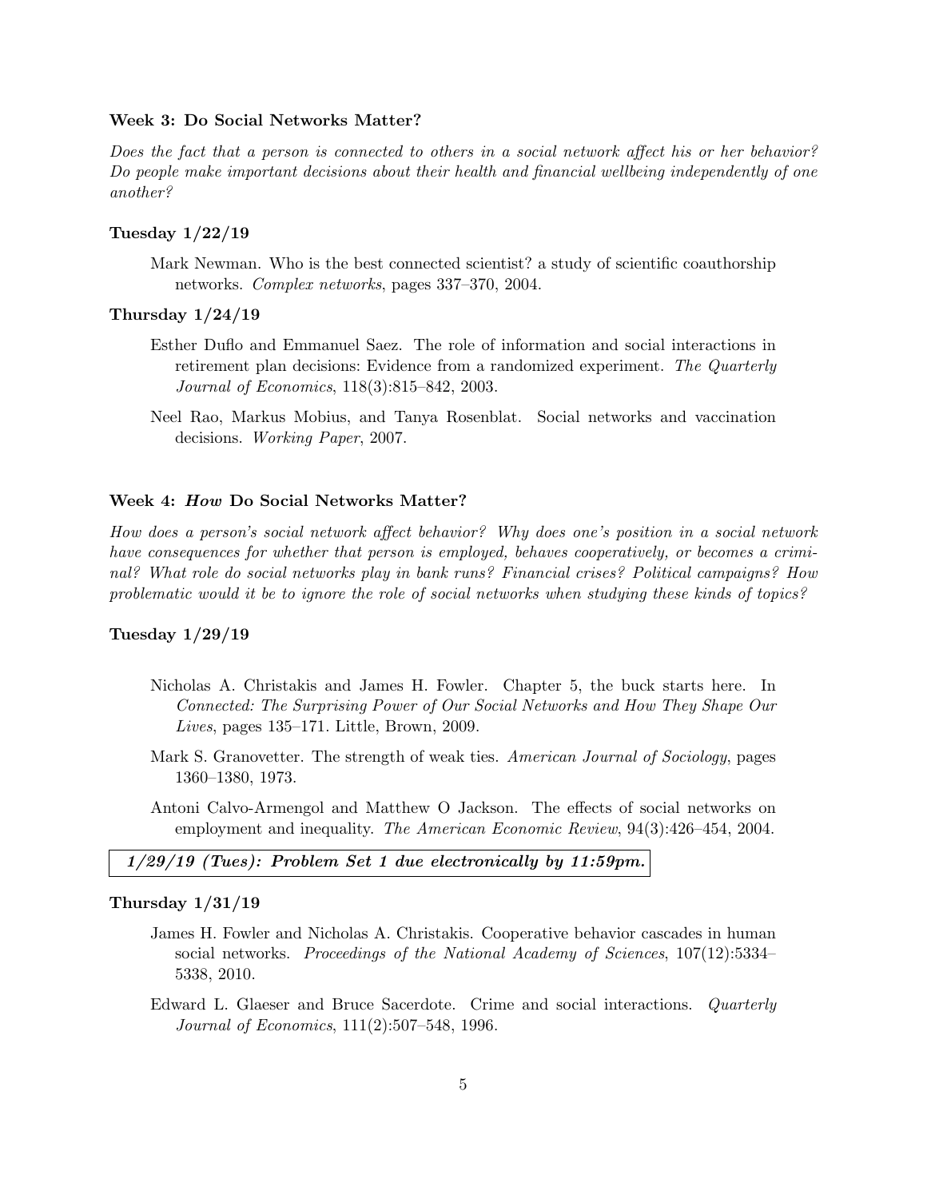### Week 3: Do Social Networks Matter?

*Does the fact that a person is connected to others in a social network affect his or her behavior? Do people make important decisions about their health and financial wellbeing independently of one another?*

#### Tuesday 1/22/19

Mark Newman. Who is the best connected scientist? a study of scientific coauthorship networks. *Complex networks*, pages 337–370, 2004.

#### Thursday 1/24/19

Esther Duflo and Emmanuel Saez. The role of information and social interactions in retirement plan decisions: Evidence from a randomized experiment. *The Quarterly Journal of Economics*, 118(3):815–842, 2003.

Neel Rao, Markus Mobius, and Tanya Rosenblat. Social networks and vaccination decisions. *Working Paper*, 2007.

### Week 4: *How* Do Social Networks Matter?

*How does a person's social network affect behavior? Why does one's position in a social network have consequences for whether that person is employed, behaves cooperatively, or becomes a criminal? What role do social networks play in bank runs? Financial crises? Political campaigns? How problematic would it be to ignore the role of social networks when studying these kinds of topics?*

#### Tuesday 1/29/19

Nicholas A. Christakis and James H. Fowler. Chapter 5, the buck starts here. In *Connected: The Surprising Power of Our Social Networks and How They Shape Our Lives*, pages 135–171. Little, Brown, 2009.

Mark S. Granovetter. The strength of weak ties. *American Journal of Sociology*, pages 1360–1380, 1973.

Antoni Calvo-Armengol and Matthew O Jackson. The effects of social networks on employment and inequality. *The American Economic Review*, 94(3):426–454, 2004.

***1/29/19 (Tues): Problem Set 1 due electronically by 11:59pm.***

#### Thursday 1/31/19

James H. Fowler and Nicholas A. Christakis. Cooperative behavior cascades in human social networks. *Proceedings of the National Academy of Sciences*, 107(12):5334–5338, 2010.

Edward L. Glaeser and Bruce Sacerdote. Crime and social interactions. *Quarterly Journal of Economics*, 111(2):507–548, 1996.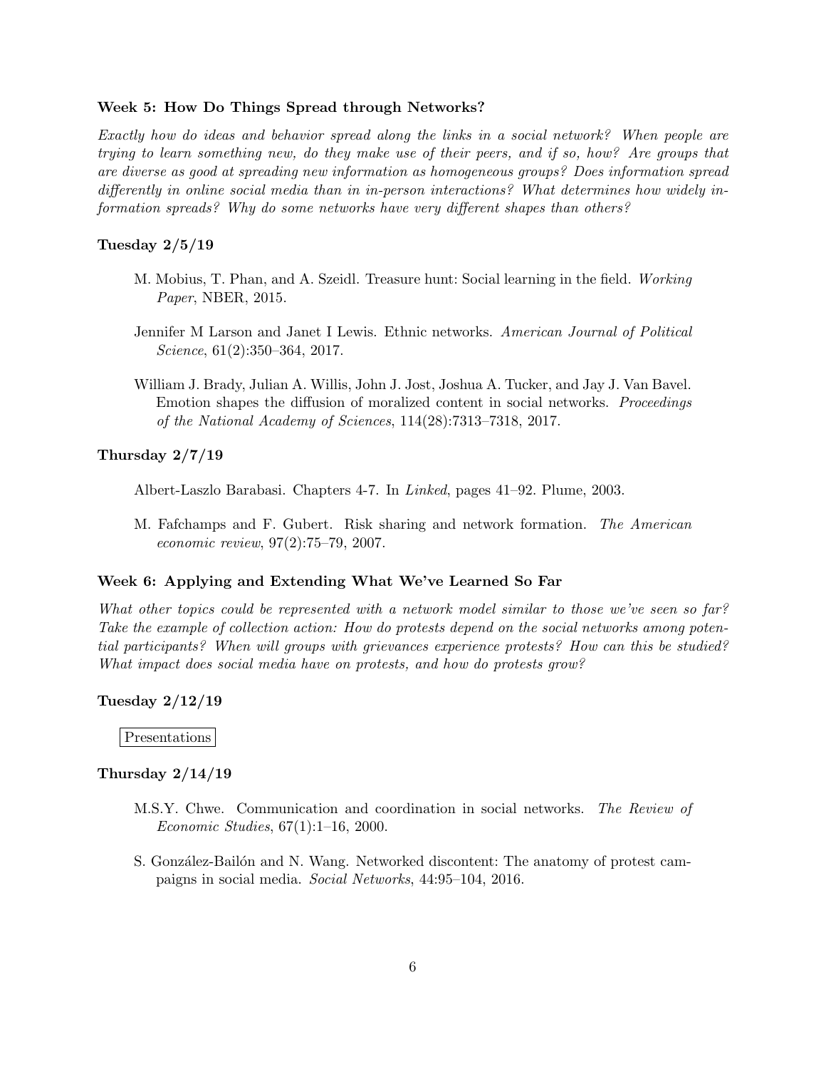### Week 5: How Do Things Spread through Networks?

*Exactly how do ideas and behavior spread along the links in a social network? When people are trying to learn something new, do they make use of their peers, and if so, how? Are groups that are diverse as good at spreading new information as homogeneous groups? Does information spread differently in online social media than in in-person interactions? What determines how widely information spreads? Why do some networks have very different shapes than others?*

#### Tuesday 2/5/19

M. Mobius, T. Phan, and A. Szeidl. Treasure hunt: Social learning in the field. *Working Paper*, NBER, 2015.

Jennifer M Larson and Janet I Lewis. Ethnic networks. *American Journal of Political Science*, 61(2):350–364, 2017.

William J. Brady, Julian A. Willis, John J. Jost, Joshua A. Tucker, and Jay J. Van Bavel. Emotion shapes the diffusion of moralized content in social networks. *Proceedings of the National Academy of Sciences*, 114(28):7313–7318, 2017.

#### Thursday 2/7/19

Albert-Laszlo Barabasi. Chapters 4-7. In *Linked*, pages 41–92. Plume, 2003.

M. Fafchamps and F. Gubert. Risk sharing and network formation. *The American economic review*, 97(2):75–79, 2007.

### Week 6: Applying and Extending What We've Learned So Far

*What other topics could be represented with a network model similar to those we've seen so far? Take the example of collection action: How do protests depend on the social networks among potential participants? When will groups with grievances experience protests? How can this be studied? What impact does social media have on protests, and how do protests grow?*

#### Tuesday 2/12/19

Presentations

#### Thursday 2/14/19

M.S.Y. Chwe. Communication and coordination in social networks. *The Review of Economic Studies*, 67(1):1–16, 2000.

S. González-Bailón and N. Wang. Networked discontent: The anatomy of protest campaigns in social media. *Social Networks*, 44:95–104, 2016.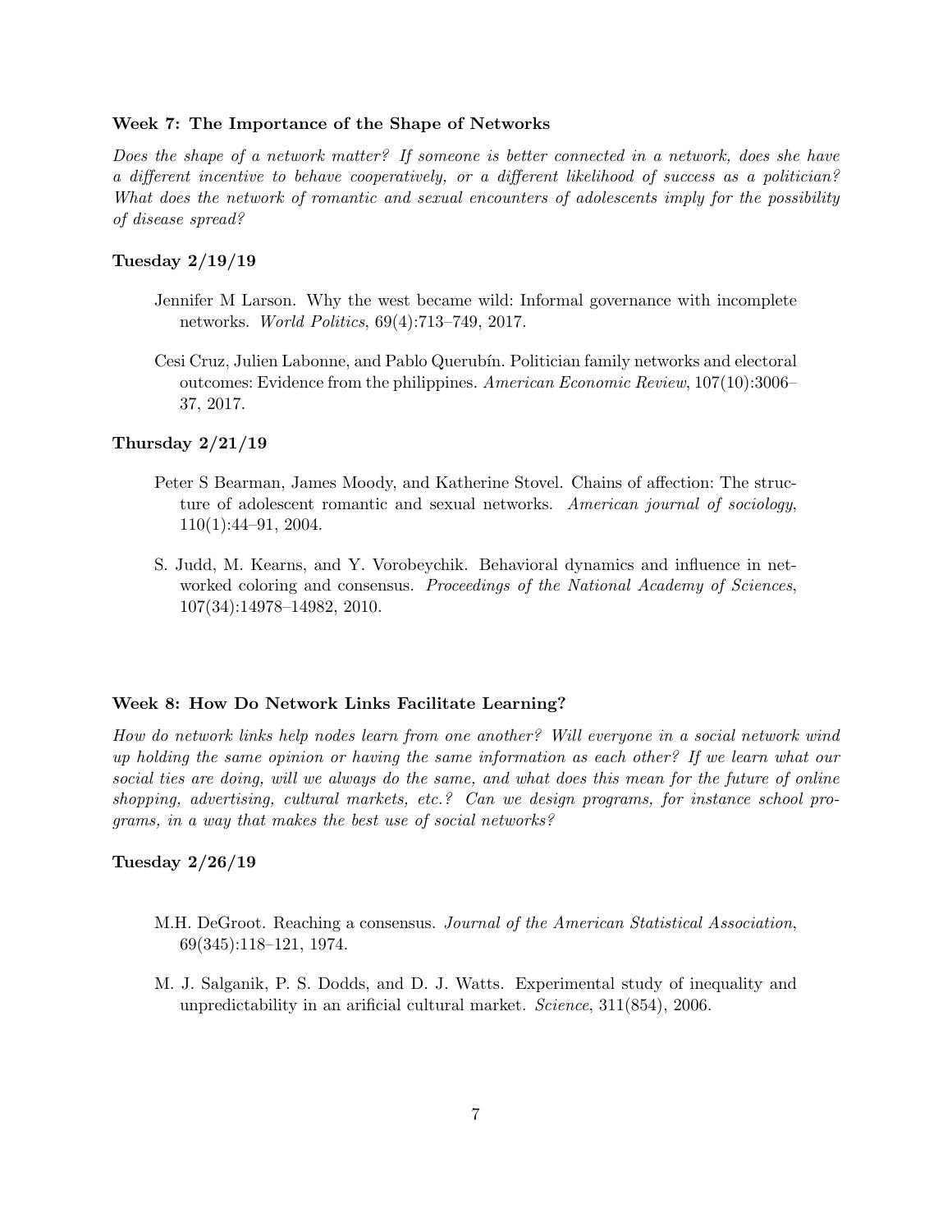### Week 7: The Importance of the Shape of Networks

*Does the shape of a network matter? If someone is better connected in a network, does she have a different incentive to behave cooperatively, or a different likelihood of success as a politician? What does the network of romantic and sexual encounters of adolescents imply for the possibility of disease spread?*

#### Tuesday 2/19/19

Jennifer M Larson. Why the west became wild: Informal governance with incomplete networks. *World Politics*, 69(4):713–749, 2017.

Cesi Cruz, Julien Labonne, and Pablo Querubín. Politician family networks and electoral outcomes: Evidence from the philippines. *American Economic Review*, 107(10):3006–37, 2017.

#### Thursday 2/21/19

Peter S Bearman, James Moody, and Katherine Stovel. Chains of affection: The structure of adolescent romantic and sexual networks. *American journal of sociology*, 110(1):44–91, 2004.

S. Judd, M. Kearns, and Y. Vorobeychik. Behavioral dynamics and influence in networked coloring and consensus. *Proceedings of the National Academy of Sciences*, 107(34):14978–14982, 2010.

### Week 8: How Do Network Links Facilitate Learning?

*How do network links help nodes learn from one another? Will everyone in a social network wind up holding the same opinion or having the same information as each other? If we learn what our social ties are doing, will we always do the same, and what does this mean for the future of online shopping, advertising, cultural markets, etc.? Can we design programs, for instance school programs, in a way that makes the best use of social networks?*

#### Tuesday 2/26/19

M.H. DeGroot. Reaching a consensus. *Journal of the American Statistical Association*, 69(345):118–121, 1974.

M. J. Salganik, P. S. Dodds, and D. J. Watts. Experimental study of inequality and unpredictability in an arificial cultural market. *Science*, 311(854), 2006.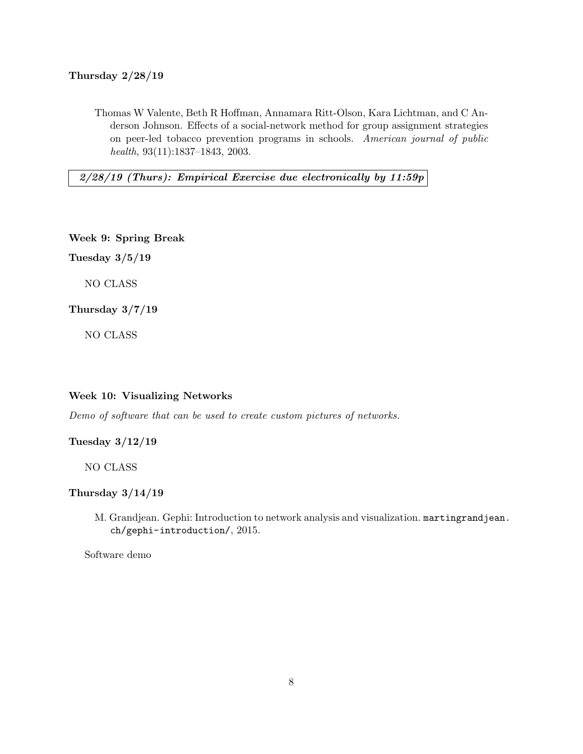**Thursday 2/28/19**

Thomas W Valente, Beth R Hoffman, Annamara Ritt-Olson, Kara Lichtman, and C Anderson Johnson. Effects of a social-network method for group assignment strategies on peer-led tobacco prevention programs in schools. *American journal of public health*, 93(11):1837–1843, 2003.

***2/28/19 (Thurs): Empirical Exercise due electronically by 11:59p***

**Week 9: Spring Break**

**Tuesday 3/5/19**

NO CLASS

**Thursday 3/7/19**

NO CLASS

**Week 10: Visualizing Networks**

*Demo of software that can be used to create custom pictures of networks.*

**Tuesday 3/12/19**

NO CLASS

**Thursday 3/14/19**

M. Grandjean. Gephi: Introduction to network analysis and visualization. `martingrandjean.ch/gephi-introduction/`, 2015.

Software demo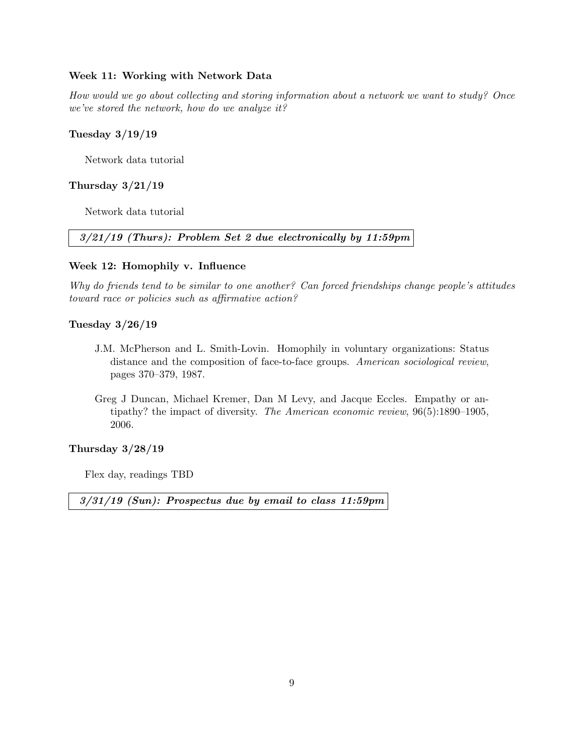### Week 11: Working with Network Data

*How would we go about collecting and storing information about a network we want to study? Once we've stored the network, how do we analyze it?*

#### Tuesday 3/19/19

Network data tutorial

#### Thursday 3/21/19

Network data tutorial

***3/21/19 (Thurs): Problem Set 2 due electronically by 11:59pm***

### Week 12: Homophily v. Influence

*Why do friends tend to be similar to one another? Can forced friendships change people's attitudes toward race or policies such as affirmative action?*

#### Tuesday 3/26/19

J.M. McPherson and L. Smith-Lovin. Homophily in voluntary organizations: Status distance and the composition of face-to-face groups. *American sociological review*, pages 370–379, 1987.

Greg J Duncan, Michael Kremer, Dan M Levy, and Jacque Eccles. Empathy or antipathy? the impact of diversity. *The American economic review*, 96(5):1890–1905, 2006.

#### Thursday 3/28/19

Flex day, readings TBD

***3/31/19 (Sun): Prospectus due by email to class 11:59pm***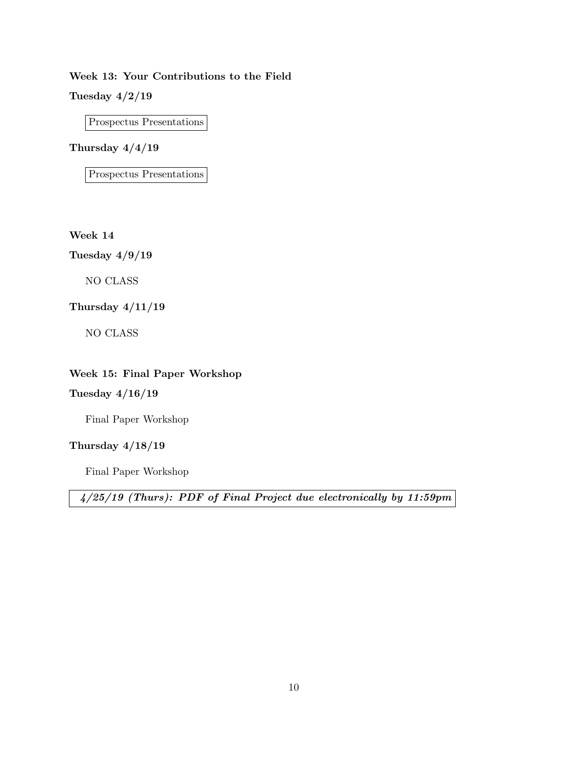**Week 13: Your Contributions to the Field**

**Tuesday 4/2/19**

Prospectus Presentations

**Thursday 4/4/19**

Prospectus Presentations

**Week 14**

**Tuesday 4/9/19**

NO CLASS

**Thursday 4/11/19**

NO CLASS

**Week 15: Final Paper Workshop**

**Tuesday 4/16/19**

Final Paper Workshop

**Thursday 4/18/19**

Final Paper Workshop

***4/25/19 (Thurs): PDF of Final Project due electronically by 11:59pm***